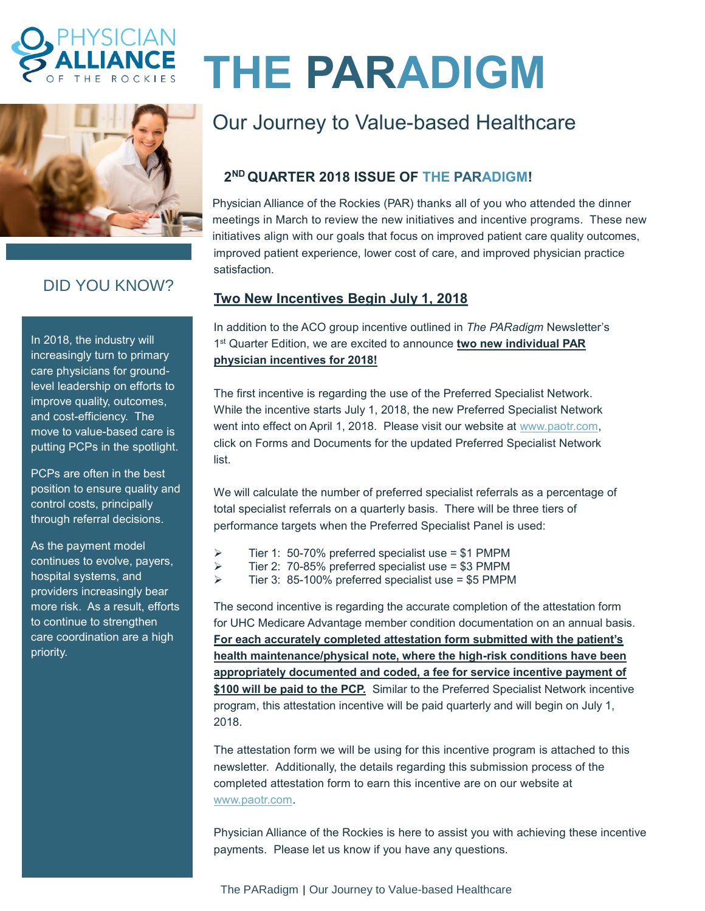# THE PARADIGM

## Our Journey to Value-based Healthcare

### DID YOU KNOW?

In 2018, the industry will increasingly turn to primary care physicians for ground-level leadership on efforts to improve quality, outcomes, and cost-efficiency. The move to value-based care is putting PCPs in the spotlight.

PCPs are often in the best position to ensure quality and control costs, principally through referral decisions.

As the payment model continues to evolve, payers, hospital systems, and providers increasingly bear more risk. As a result, efforts to continue to strengthen care coordination are a high priority.

### 2ND QUARTER 2018 ISSUE OF THE PARADIGM!

Physician Alliance of the Rockies (PAR) thanks all of you who attended the dinner meetings in March to review the new initiatives and incentive programs. These new initiatives align with our goals that focus on improved patient care quality outcomes, improved patient experience, lower cost of care, and improved physician practice satisfaction.

### Two New Incentives Begin July 1, 2018

In addition to the ACO group incentive outlined in *The PARadigm* Newsletter's 1st Quarter Edition, we are excited to announce **two new individual PAR physician incentives for 2018!**

The first incentive is regarding the use of the Preferred Specialist Network. While the incentive starts July 1, 2018, the new Preferred Specialist Network went into effect on April 1, 2018. Please visit our website at www.paotr.com, click on Forms and Documents for the updated Preferred Specialist Network list.

We will calculate the number of preferred specialist referrals as a percentage of total specialist referrals on a quarterly basis. There will be three tiers of performance targets when the Preferred Specialist Panel is used:

- Tier 1: 50-70% preferred specialist use = $1 PMPM
- Tier 2: 70-85% preferred specialist use = $3 PMPM
- Tier 3: 85-100% preferred specialist use = $5 PMPM

The second incentive is regarding the accurate completion of the attestation form for UHC Medicare Advantage member condition documentation on an annual basis. **For each accurately completed attestation form submitted with the patient's health maintenance/physical note, where the high-risk conditions have been appropriately documented and coded, a fee for service incentive payment of $100 will be paid to the PCP.** Similar to the Preferred Specialist Network incentive program, this attestation incentive will be paid quarterly and will begin on July 1, 2018.

The attestation form we will be using for this incentive program is attached to this newsletter. Additionally, the details regarding this submission process of the completed attestation form to earn this incentive are on our website at www.paotr.com.

Physician Alliance of the Rockies is here to assist you with achieving these incentive payments. Please let us know if you have any questions.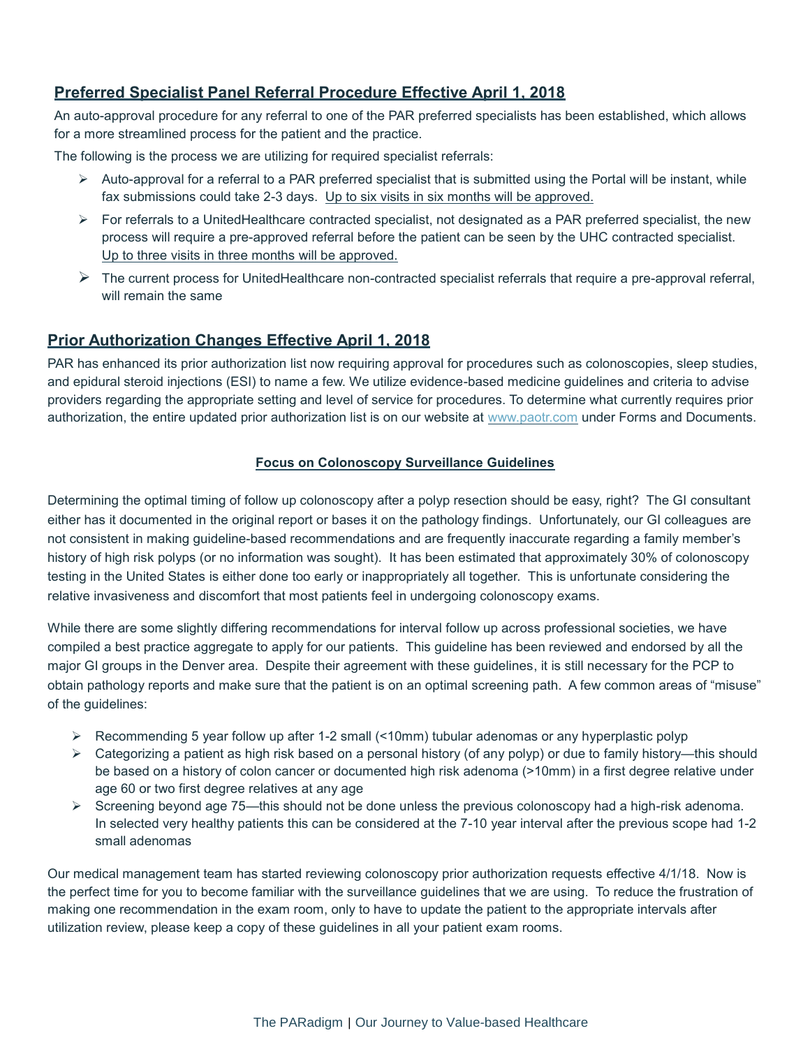## Preferred Specialist Panel Referral Procedure Effective April 1, 2018

An auto-approval procedure for any referral to one of the PAR preferred specialists has been established, which allows for a more streamlined process for the patient and the practice.

The following is the process we are utilizing for required specialist referrals:

- Auto-approval for a referral to a PAR preferred specialist that is submitted using the Portal will be instant, while fax submissions could take 2-3 days. Up to six visits in six months will be approved.
- For referrals to a UnitedHealthcare contracted specialist, not designated as a PAR preferred specialist, the new process will require a pre-approved referral before the patient can be seen by the UHC contracted specialist. Up to three visits in three months will be approved.
- The current process for UnitedHealthcare non-contracted specialist referrals that require a pre-approval referral, will remain the same

## Prior Authorization Changes Effective April 1, 2018

PAR has enhanced its prior authorization list now requiring approval for procedures such as colonoscopies, sleep studies, and epidural steroid injections (ESI) to name a few. We utilize evidence-based medicine guidelines and criteria to advise providers regarding the appropriate setting and level of service for procedures. To determine what currently requires prior authorization, the entire updated prior authorization list is on our website at www.paotr.com under Forms and Documents.

### Focus on Colonoscopy Surveillance Guidelines

Determining the optimal timing of follow up colonoscopy after a polyp resection should be easy, right? The GI consultant either has it documented in the original report or bases it on the pathology findings. Unfortunately, our GI colleagues are not consistent in making guideline-based recommendations and are frequently inaccurate regarding a family member's history of high risk polyps (or no information was sought). It has been estimated that approximately 30% of colonoscopy testing in the United States is either done too early or inappropriately all together. This is unfortunate considering the relative invasiveness and discomfort that most patients feel in undergoing colonoscopy exams.

While there are some slightly differing recommendations for interval follow up across professional societies, we have compiled a best practice aggregate to apply for our patients. This guideline has been reviewed and endorsed by all the major GI groups in the Denver area. Despite their agreement with these guidelines, it is still necessary for the PCP to obtain pathology reports and make sure that the patient is on an optimal screening path. A few common areas of "misuse" of the guidelines:

- Recommending 5 year follow up after 1-2 small (<10mm) tubular adenomas or any hyperplastic polyp
- Categorizing a patient as high risk based on a personal history (of any polyp) or due to family history—this should be based on a history of colon cancer or documented high risk adenoma (>10mm) in a first degree relative under age 60 or two first degree relatives at any age
- Screening beyond age 75—this should not be done unless the previous colonoscopy had a high-risk adenoma. In selected very healthy patients this can be considered at the 7-10 year interval after the previous scope had 1-2 small adenomas

Our medical management team has started reviewing colonoscopy prior authorization requests effective 4/1/18. Now is the perfect time for you to become familiar with the surveillance guidelines that we are using. To reduce the frustration of making one recommendation in the exam room, only to have to update the patient to the appropriate intervals after utilization review, please keep a copy of these guidelines in all your patient exam rooms.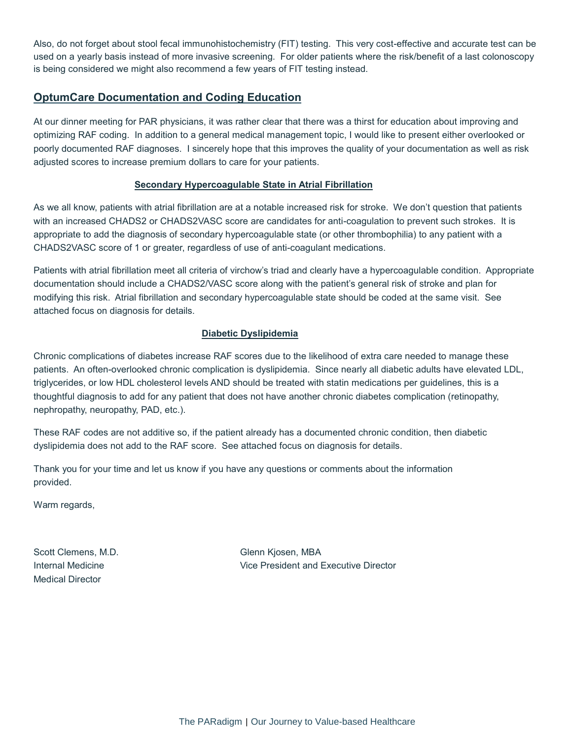Also, do not forget about stool fecal immunohistochemistry (FIT) testing. This very cost-effective and accurate test can be used on a yearly basis instead of more invasive screening. For older patients where the risk/benefit of a last colonoscopy is being considered we might also recommend a few years of FIT testing instead.

## OptumCare Documentation and Coding Education

At our dinner meeting for PAR physicians, it was rather clear that there was a thirst for education about improving and optimizing RAF coding. In addition to a general medical management topic, I would like to present either overlooked or poorly documented RAF diagnoses. I sincerely hope that this improves the quality of your documentation as well as risk adjusted scores to increase premium dollars to care for your patients.

### Secondary Hypercoagulable State in Atrial Fibrillation

As we all know, patients with atrial fibrillation are at a notable increased risk for stroke. We don't question that patients with an increased CHADS2 or CHADS2VASC score are candidates for anti-coagulation to prevent such strokes. It is appropriate to add the diagnosis of secondary hypercoagulable state (or other thrombophilia) to any patient with a CHADS2VASC score of 1 or greater, regardless of use of anti-coagulant medications.

Patients with atrial fibrillation meet all criteria of virchow's triad and clearly have a hypercoagulable condition. Appropriate documentation should include a CHADS2/VASC score along with the patient's general risk of stroke and plan for modifying this risk. Atrial fibrillation and secondary hypercoagulable state should be coded at the same visit. See attached focus on diagnosis for details.

### Diabetic Dyslipidemia

Chronic complications of diabetes increase RAF scores due to the likelihood of extra care needed to manage these patients. An often-overlooked chronic complication is dyslipidemia. Since nearly all diabetic adults have elevated LDL, triglycerides, or low HDL cholesterol levels AND should be treated with statin medications per guidelines, this is a thoughtful diagnosis to add for any patient that does not have another chronic diabetes complication (retinopathy, nephropathy, neuropathy, PAD, etc.).

These RAF codes are not additive so, if the patient already has a documented chronic condition, then diabetic dyslipidemia does not add to the RAF score. See attached focus on diagnosis for details.

Thank you for your time and let us know if you have any questions or comments about the information provided.

Warm regards,

Scott Clemens, M.D.
Internal Medicine
Medical Director

Glenn Kjosen, MBA
Vice President and Executive Director